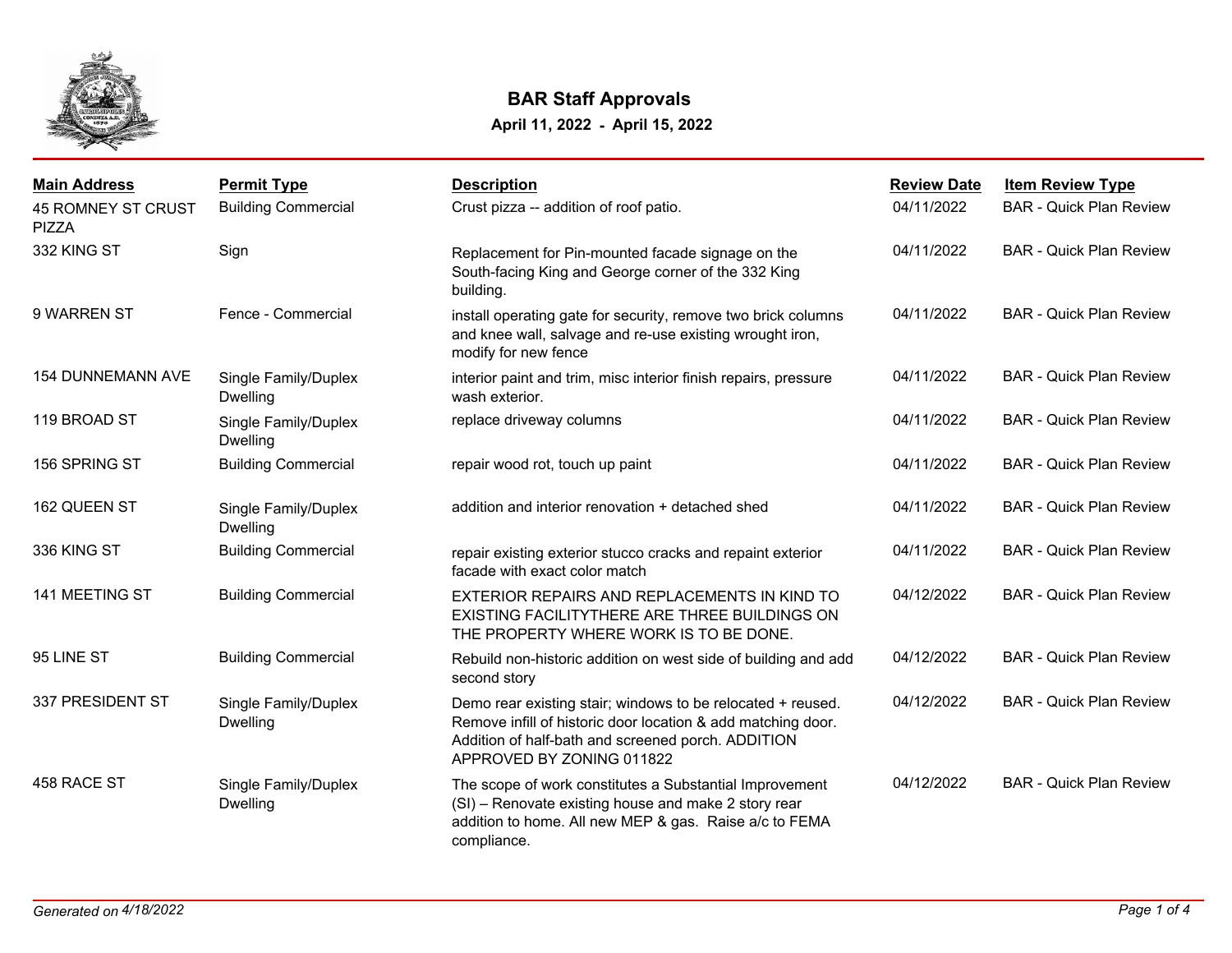# BAR Staff Approvals

**April 11, 2022 - April 15, 2022**

| Main Address | Permit Type | Description | Review Date | Item Review Type |
|---|---|---|---|---|
| 45 ROMNEY ST CRUST PIZZA | Building Commercial | Crust pizza -- addition of roof patio. | 04/11/2022 | BAR - Quick Plan Review |
| 332 KING ST | Sign | Replacement for Pin-mounted facade signage on the South-facing King and George corner of the 332 King building. | 04/11/2022 | BAR - Quick Plan Review |
| 9 WARREN ST | Fence - Commercial | install operating gate for security, remove two brick columns and knee wall, salvage and re-use existing wrought iron, modify for new fence | 04/11/2022 | BAR - Quick Plan Review |
| 154 DUNNEMANN AVE | Single Family/Duplex Dwelling | interior paint and trim, misc interior finish repairs, pressure wash exterior. | 04/11/2022 | BAR - Quick Plan Review |
| 119 BROAD ST | Single Family/Duplex Dwelling | replace driveway columns | 04/11/2022 | BAR - Quick Plan Review |
| 156 SPRING ST | Building Commercial | repair wood rot, touch up paint | 04/11/2022 | BAR - Quick Plan Review |
| 162 QUEEN ST | Single Family/Duplex Dwelling | addition and interior renovation + detached shed | 04/11/2022 | BAR - Quick Plan Review |
| 336 KING ST | Building Commercial | repair existing exterior stucco cracks and repaint exterior facade with exact color match | 04/11/2022 | BAR - Quick Plan Review |
| 141 MEETING ST | Building Commercial | EXTERIOR REPAIRS AND REPLACEMENTS IN KIND TO EXISTING FACILITYTHERE ARE THREE BUILDINGS ON THE PROPERTY WHERE WORK IS TO BE DONE. | 04/12/2022 | BAR - Quick Plan Review |
| 95 LINE ST | Building Commercial | Rebuild non-historic addition on west side of building and add second story | 04/12/2022 | BAR - Quick Plan Review |
| 337 PRESIDENT ST | Single Family/Duplex Dwelling | Demo rear existing stair; windows to be relocated + reused. Remove infill of historic door location & add matching door. Addition of half-bath and screened porch. ADDITION APPROVED BY ZONING 011822 | 04/12/2022 | BAR - Quick Plan Review |
| 458 RACE ST | Single Family/Duplex Dwelling | The scope of work constitutes a Substantial Improvement (SI) – Renovate existing house and make 2 story rear addition to home. All new MEP & gas. Raise a/c to FEMA compliance. | 04/12/2022 | BAR - Quick Plan Review |

*Generated on 4/18/2022*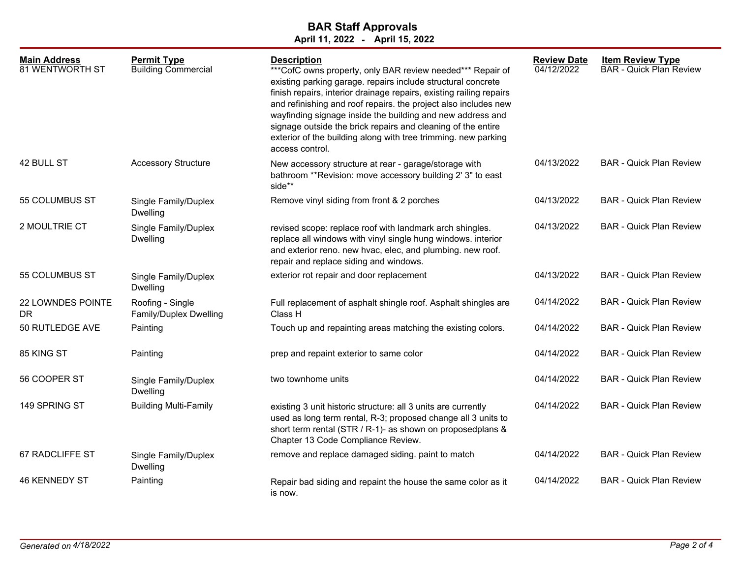# BAR Staff Approvals

**April 11, 2022 - April 15, 2022**

| Main Address | Permit Type | Description | Review Date | Item Review Type |
|---|---|---|---|---|
| 81 WENTWORTH ST | Building Commercial | ***CofC owns property, only BAR review needed*** Repair of existing parking garage. repairs include structural concrete finish repairs, interior drainage repairs, existing railing repairs and refinishing and roof repairs. the project also includes new wayfinding signage inside the building and new address and signage outside the brick repairs and cleaning of the entire exterior of the building along with tree trimming. new parking access control. | 04/12/2022 | BAR - Quick Plan Review |
| 42 BULL ST | Accessory Structure | New accessory structure at rear - garage/storage with bathroom **Revision: move accessory building 2' 3" to east side** | 04/13/2022 | BAR - Quick Plan Review |
| 55 COLUMBUS ST | Single Family/Duplex Dwelling | Remove vinyl siding from front & 2 porches | 04/13/2022 | BAR - Quick Plan Review |
| 2 MOULTRIE CT | Single Family/Duplex Dwelling | revised scope: replace roof with landmark arch shingles. replace all windows with vinyl single hung windows. interior and exterior reno. new hvac, elec, and plumbing. new roof. repair and replace siding and windows. | 04/13/2022 | BAR - Quick Plan Review |
| 55 COLUMBUS ST | Single Family/Duplex Dwelling | exterior rot repair and door replacement | 04/13/2022 | BAR - Quick Plan Review |
| 22 LOWNDES POINTE DR | Roofing - Single Family/Duplex Dwelling | Full replacement of asphalt shingle roof. Asphalt shingles are Class H | 04/14/2022 | BAR - Quick Plan Review |
| 50 RUTLEDGE AVE | Painting | Touch up and repainting areas matching the existing colors. | 04/14/2022 | BAR - Quick Plan Review |
| 85 KING ST | Painting | prep and repaint exterior to same color | 04/14/2022 | BAR - Quick Plan Review |
| 56 COOPER ST | Single Family/Duplex Dwelling | two townhome units | 04/14/2022 | BAR - Quick Plan Review |
| 149 SPRING ST | Building Multi-Family | existing 3 unit historic structure: all 3 units are currently used as long term rental, R-3; proposed change all 3 units to short term rental (STR / R-1)- as shown on proposedplans & Chapter 13 Code Compliance Review. | 04/14/2022 | BAR - Quick Plan Review |
| 67 RADCLIFFE ST | Single Family/Duplex Dwelling | remove and replace damaged siding. paint to match | 04/14/2022 | BAR - Quick Plan Review |
| 46 KENNEDY ST | Painting | Repair bad siding and repaint the house the same color as it is now. | 04/14/2022 | BAR - Quick Plan Review |

*Generated on 4/18/2022*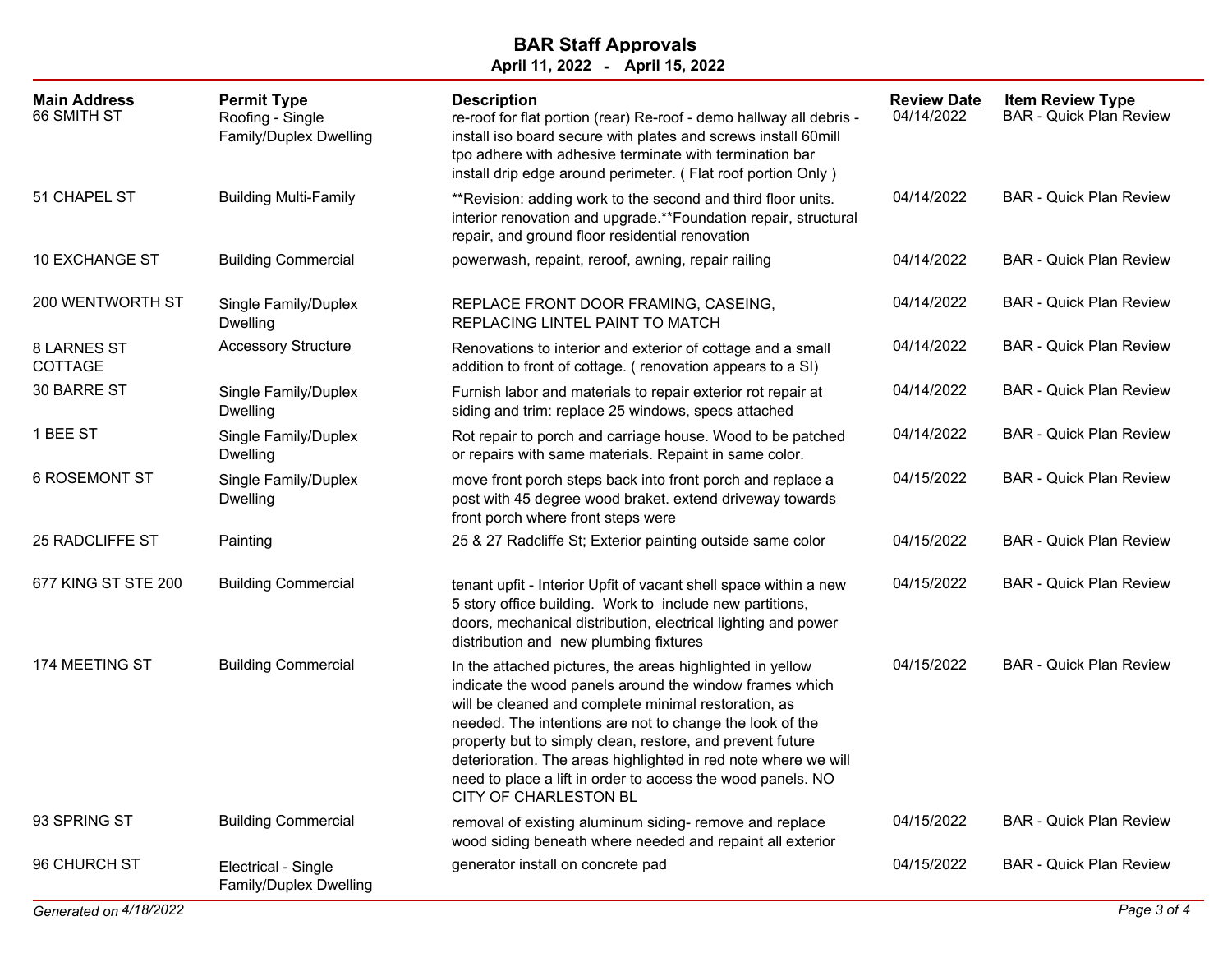# BAR Staff Approvals

**April 11, 2022 - April 15, 2022**

| Main Address | Permit Type | Description | Review Date | Item Review Type |
|---|---|---|---|---|
| 66 SMITH ST | Roofing - Single Family/Duplex Dwelling | re-roof for flat portion (rear) Re-roof - demo hallway all debris - install iso board secure with plates and screws install 60mill tpo adhere with adhesive terminate with termination bar install drip edge around perimeter. ( Flat roof portion Only ) | 04/14/2022 | BAR - Quick Plan Review |
| 51 CHAPEL ST | Building Multi-Family | **Revision: adding work to the second and third floor units. interior renovation and upgrade.**Foundation repair, structural repair, and ground floor residential renovation | 04/14/2022 | BAR - Quick Plan Review |
| 10 EXCHANGE ST | Building Commercial | powerwash, repaint, reroof, awning, repair railing | 04/14/2022 | BAR - Quick Plan Review |
| 200 WENTWORTH ST | Single Family/Duplex Dwelling | REPLACE FRONT DOOR FRAMING, CASEING, REPLACING LINTEL PAINT TO MATCH | 04/14/2022 | BAR - Quick Plan Review |
| 8 LARNES ST COTTAGE | Accessory Structure | Renovations to interior and exterior of cottage and a small addition to front of cottage. ( renovation appears to a SI) | 04/14/2022 | BAR - Quick Plan Review |
| 30 BARRE ST | Single Family/Duplex Dwelling | Furnish labor and materials to repair exterior rot repair at siding and trim: replace 25 windows, specs attached | 04/14/2022 | BAR - Quick Plan Review |
| 1 BEE ST | Single Family/Duplex Dwelling | Rot repair to porch and carriage house. Wood to be patched or repairs with same materials. Repaint in same color. | 04/14/2022 | BAR - Quick Plan Review |
| 6 ROSEMONT ST | Single Family/Duplex Dwelling | move front porch steps back into front porch and replace a post with 45 degree wood braket. extend driveway towards front porch where front steps were | 04/15/2022 | BAR - Quick Plan Review |
| 25 RADCLIFFE ST | Painting | 25 & 27 Radcliffe St; Exterior painting outside same color | 04/15/2022 | BAR - Quick Plan Review |
| 677 KING ST STE 200 | Building Commercial | tenant upfit - Interior Upfit of vacant shell space within a new 5 story office building. Work to include new partitions, doors, mechanical distribution, electrical lighting and power distribution and new plumbing fixtures | 04/15/2022 | BAR - Quick Plan Review |
| 174 MEETING ST | Building Commercial | In the attached pictures, the areas highlighted in yellow indicate the wood panels around the window frames which will be cleaned and complete minimal restoration, as needed. The intentions are not to change the look of the property but to simply clean, restore, and prevent future deterioration. The areas highlighted in red note where we will need to place a lift in order to access the wood panels. NO CITY OF CHARLESTON BL | 04/15/2022 | BAR - Quick Plan Review |
| 93 SPRING ST | Building Commercial | removal of existing aluminum siding- remove and replace wood siding beneath where needed and repaint all exterior | 04/15/2022 | BAR - Quick Plan Review |
| 96 CHURCH ST | Electrical - Single Family/Duplex Dwelling | generator install on concrete pad | 04/15/2022 | BAR - Quick Plan Review |

*Generated on 4/18/2022*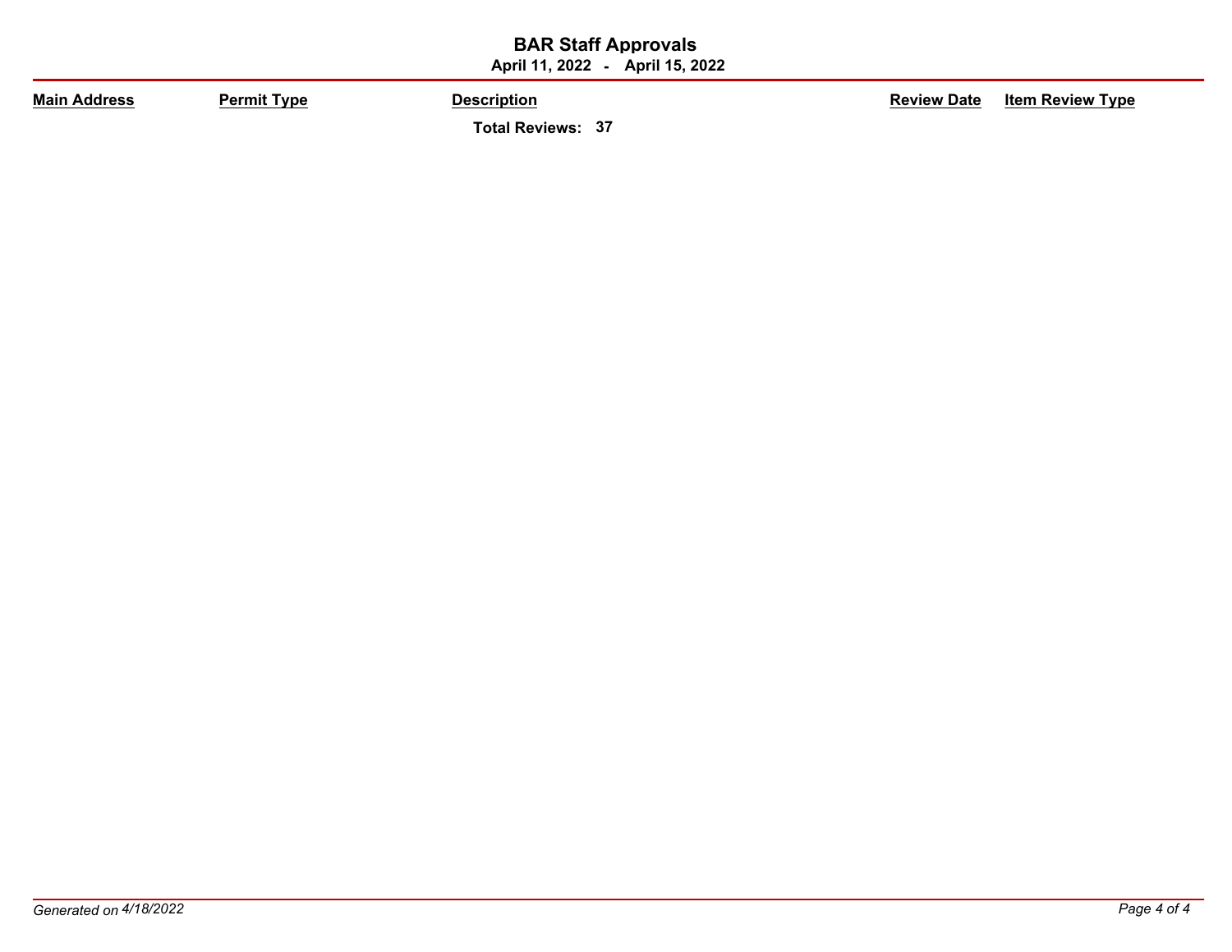# BAR Staff Approvals

**April 11, 2022 - April 15, 2022**

| Main Address | Permit Type | Description | Review Date | Item Review Type |
|---|---|---|---|---|

**Total Reviews: 37**

*Generated on 4/18/2022*